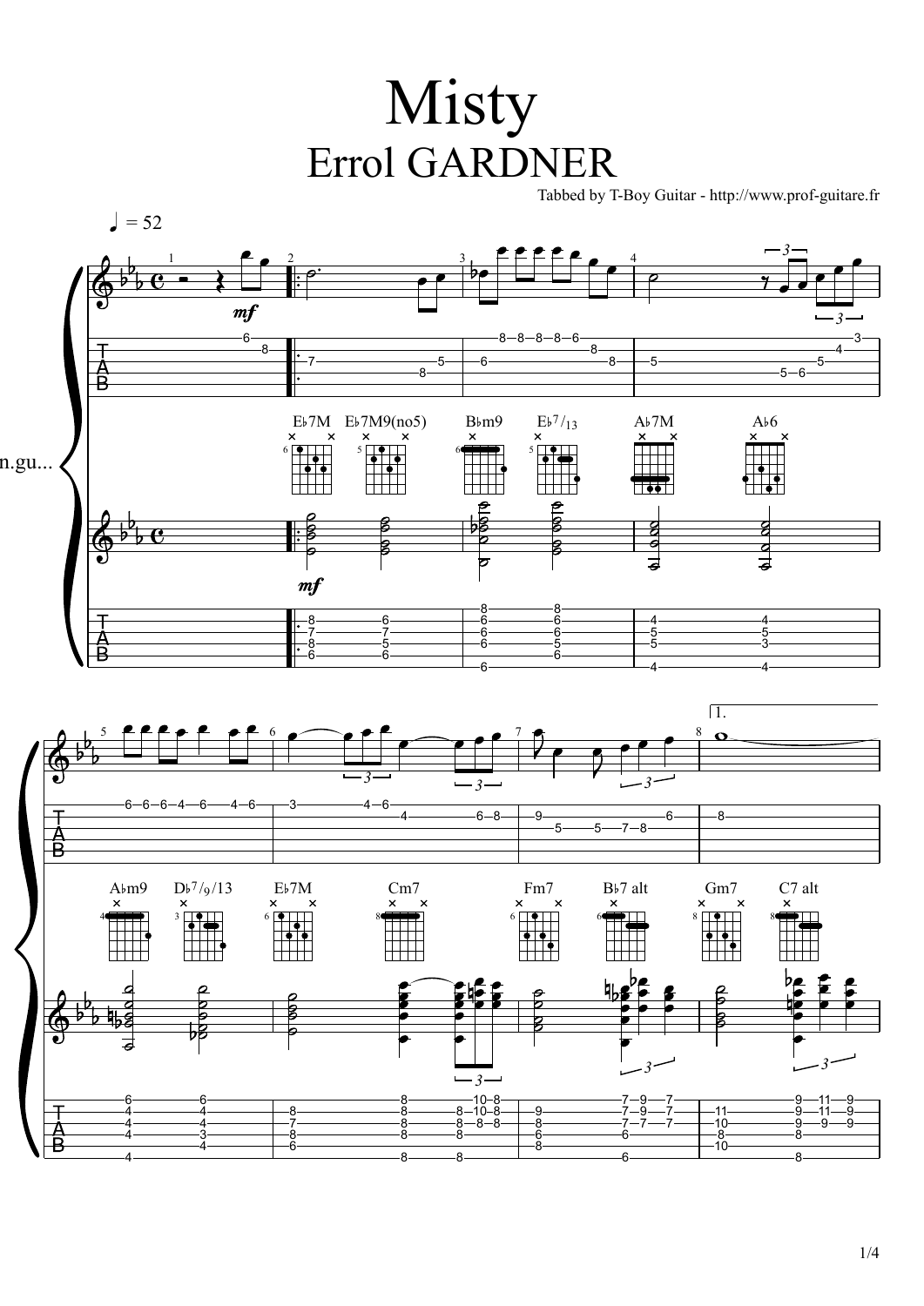# Misty

## Errol GARDNER

Tabbed by T-Boy Guitar - http://www.prof-guitare.fr

♩ = 52

*mf*

E♭7M E♭7M9(no5) B♭m9 E♭7/13 A♭7M A♭6

A♭m9 D♭7/9/13 E♭7M Cm7 Fm7 B♭7 alt Gm7 C7 alt

1.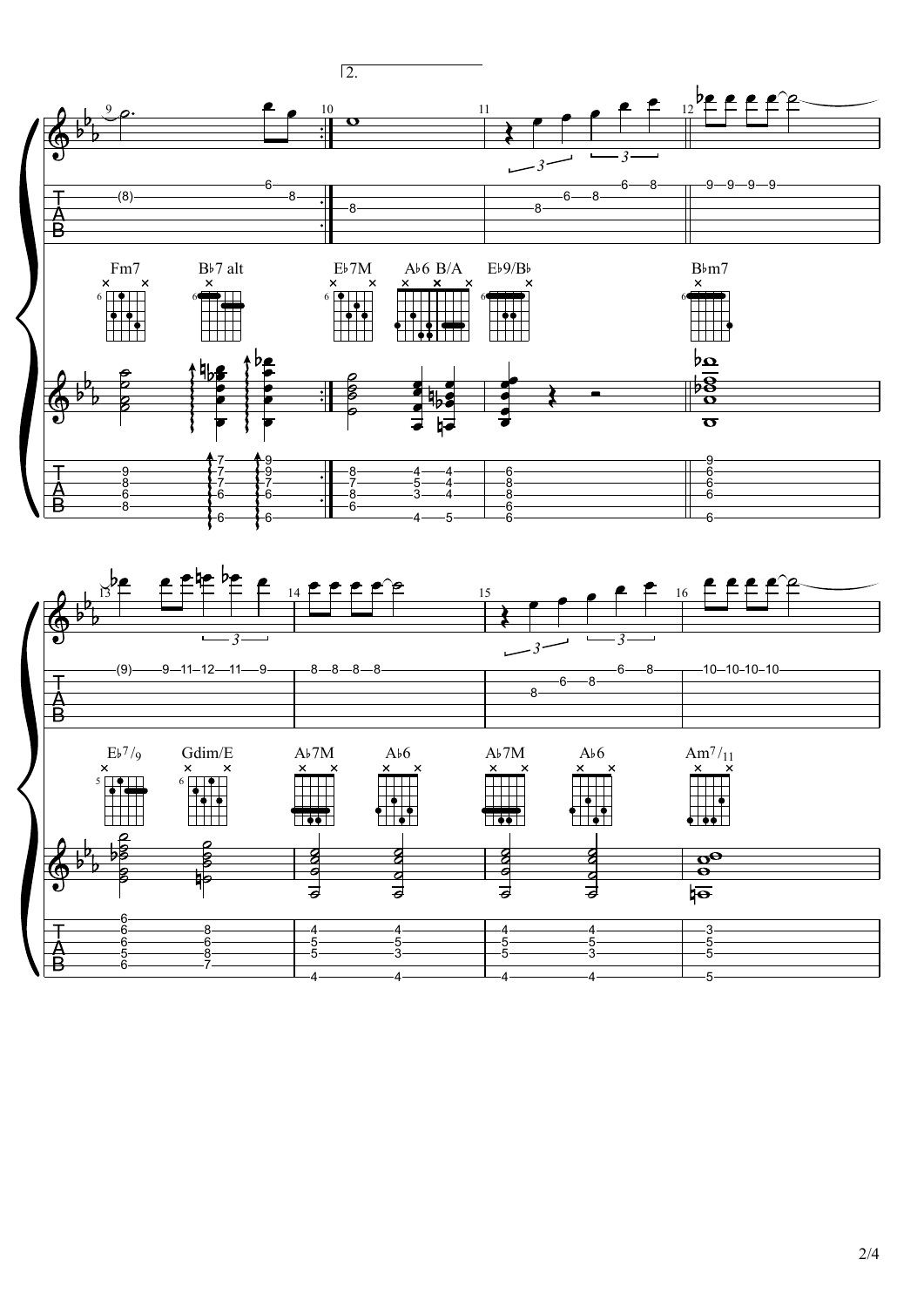2.

Fm7 B♭7 alt E♭7M A♭6 B/A E♭9/B♭ B♭m7

E♭7/9 Gdim/E A♭7M A♭6 A♭7M A♭6 Am7/11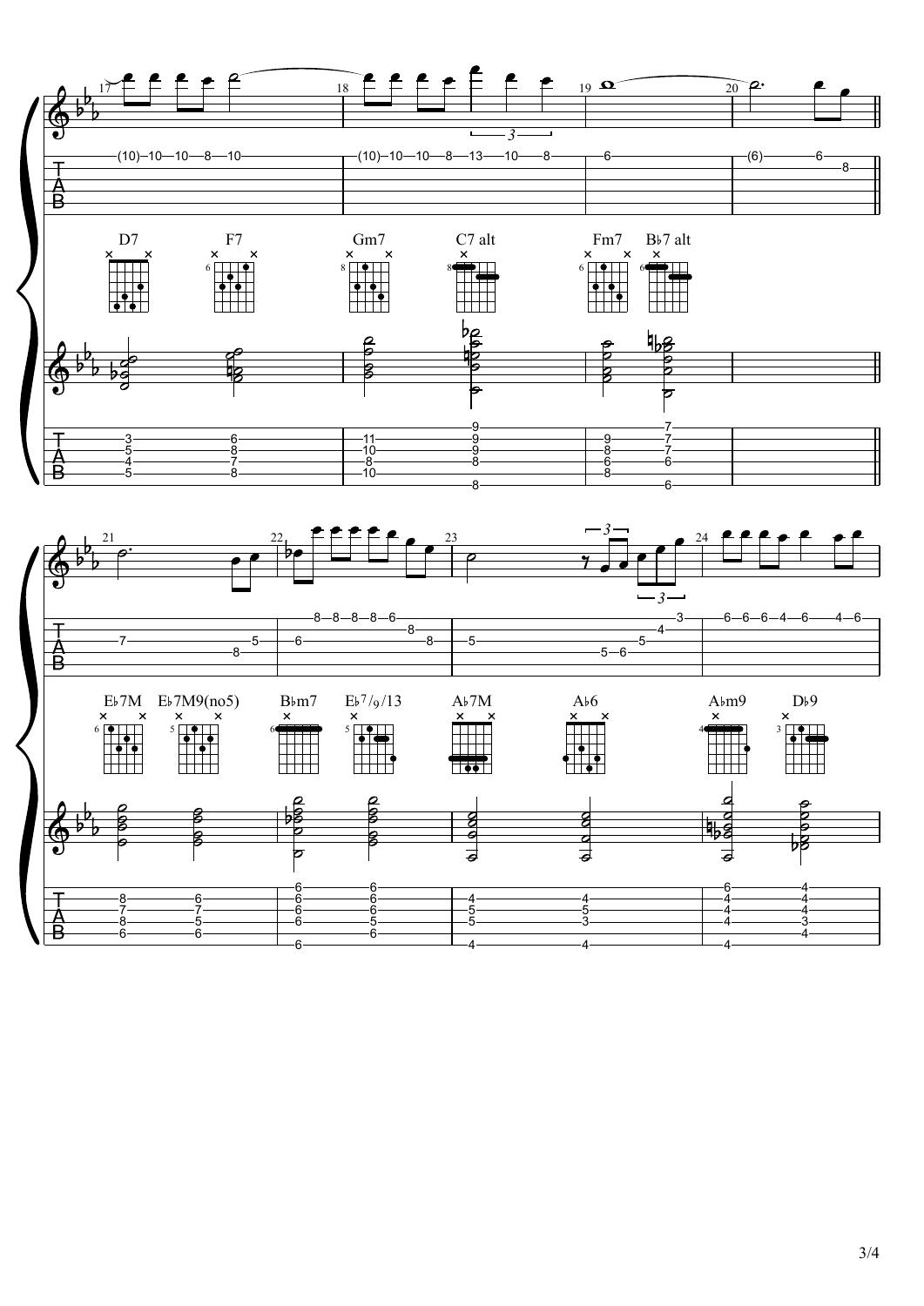D7 F7 Gm7 C7 alt Fm7 B♭7 alt

E♭7M E♭7M9(no5) B♭m7 E♭7/9/13 A♭7M A♭6 A♭m9 D♭9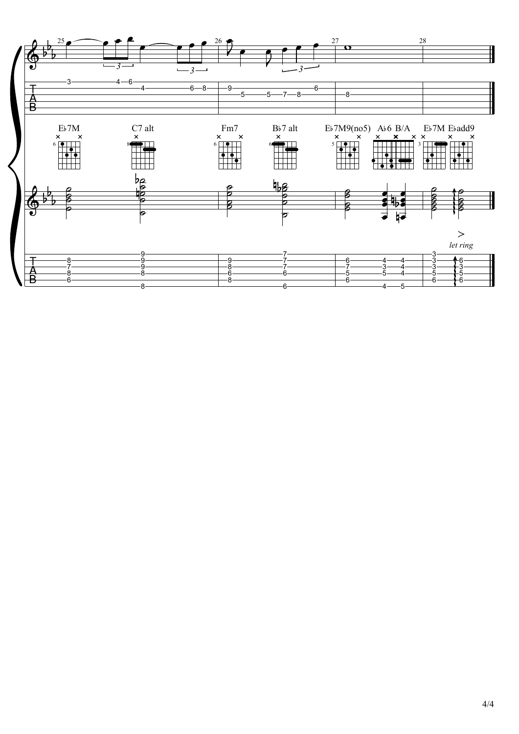E♭7M

C7 alt

Fm7

B♭7 alt

E♭7M9(no5)

A♭6

B/A

E♭7M

E♭add9

*let ring*